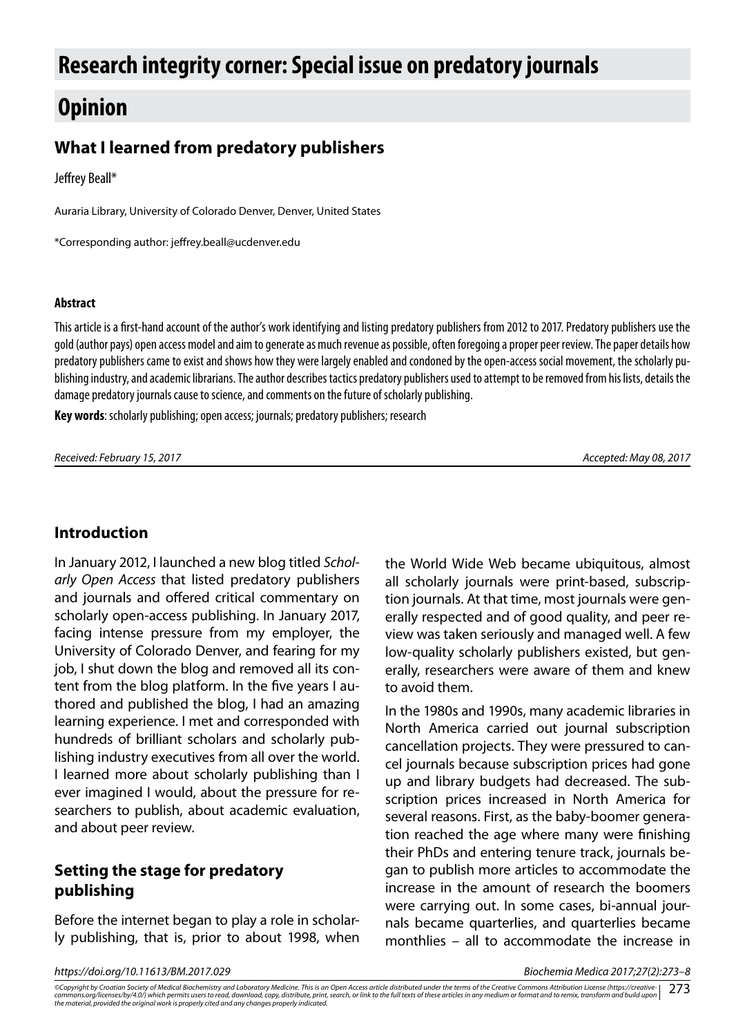# Research integrity corner: Special issue on predatory journals

# Opinion

## What I learned from predatory publishers

Jeffrey Beall*

Auraria Library, University of Colorado Denver, Denver, United States

*Corresponding author: jeffrey.beall@ucdenver.edu

**Abstract**

This article is a first-hand account of the author's work identifying and listing predatory publishers from 2012 to 2017. Predatory publishers use the gold (author pays) open access model and aim to generate as much revenue as possible, often foregoing a proper peer review. The paper details how predatory publishers came to exist and shows how they were largely enabled and condoned by the open-access social movement, the scholarly publishing industry, and academic librarians. The author describes tactics predatory publishers used to attempt to be removed from his lists, details the damage predatory journals cause to science, and comments on the future of scholarly publishing.

**Key words**: scholarly publishing; open access; journals; predatory publishers; research

*Received: February 15, 2017* *Accepted: May 08, 2017*

## Introduction

In January 2012, I launched a new blog titled *Scholarly Open Access* that listed predatory publishers and journals and offered critical commentary on scholarly open-access publishing. In January 2017, facing intense pressure from my employer, the University of Colorado Denver, and fearing for my job, I shut down the blog and removed all its content from the blog platform. In the five years I authored and published the blog, I had an amazing learning experience. I met and corresponded with hundreds of brilliant scholars and scholarly publishing industry executives from all over the world. I learned more about scholarly publishing than I ever imagined I would, about the pressure for researchers to publish, about academic evaluation, and about peer review.

## Setting the stage for predatory publishing

Before the internet began to play a role in scholarly publishing, that is, prior to about 1998, when the World Wide Web became ubiquitous, almost all scholarly journals were print-based, subscription journals. At that time, most journals were generally respected and of good quality, and peer review was taken seriously and managed well. A few low-quality scholarly publishers existed, but generally, researchers were aware of them and knew to avoid them.

In the 1980s and 1990s, many academic libraries in North America carried out journal subscription cancellation projects. They were pressured to cancel journals because subscription prices had gone up and library budgets had decreased. The subscription prices increased in North America for several reasons. First, as the baby-boomer generation reached the age where many were finishing their PhDs and entering tenure track, journals began to publish more articles to accommodate the increase in the amount of research the boomers were carrying out. In some cases, bi-annual journals became quarterlies, and quarterlies became monthlies – all to accommodate the increase in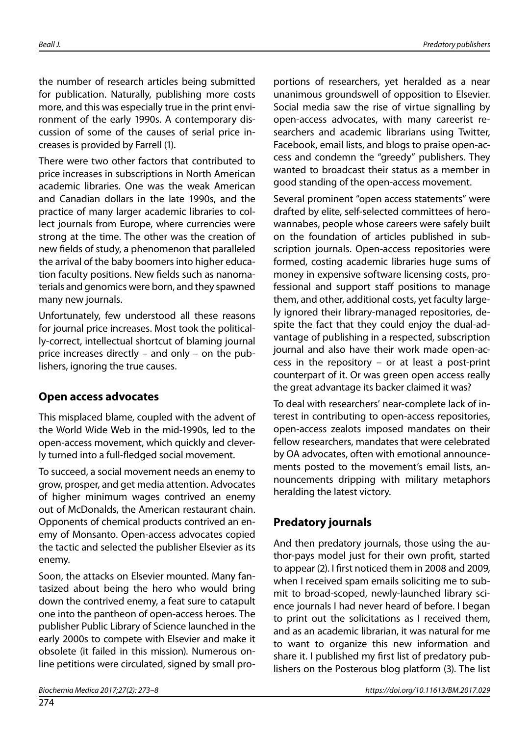the number of research articles being submitted for publication. Naturally, publishing more costs more, and this was especially true in the print environment of the early 1990s. A contemporary discussion of some of the causes of serial price increases is provided by Farrell (1).

There were two other factors that contributed to price increases in subscriptions in North American academic libraries. One was the weak American and Canadian dollars in the late 1990s, and the practice of many larger academic libraries to collect journals from Europe, where currencies were strong at the time. The other was the creation of new fields of study, a phenomenon that paralleled the arrival of the baby boomers into higher education faculty positions. New fields such as nanomaterials and genomics were born, and they spawned many new journals.

Unfortunately, few understood all these reasons for journal price increases. Most took the politically-correct, intellectual shortcut of blaming journal price increases directly – and only – on the publishers, ignoring the true causes.

## Open access advocates

This misplaced blame, coupled with the advent of the World Wide Web in the mid-1990s, led to the open-access movement, which quickly and cleverly turned into a full-fledged social movement.

To succeed, a social movement needs an enemy to grow, prosper, and get media attention. Advocates of higher minimum wages contrived an enemy out of McDonalds, the American restaurant chain. Opponents of chemical products contrived an enemy of Monsanto. Open-access advocates copied the tactic and selected the publisher Elsevier as its enemy.

Soon, the attacks on Elsevier mounted. Many fantasized about being the hero who would bring down the contrived enemy, a feat sure to catapult one into the pantheon of open-access heroes. The publisher Public Library of Science launched in the early 2000s to compete with Elsevier and make it obsolete (it failed in this mission). Numerous online petitions were circulated, signed by small proportions of researchers, yet heralded as a near unanimous groundswell of opposition to Elsevier. Social media saw the rise of virtue signalling by open-access advocates, with many careerist researchers and academic librarians using Twitter, Facebook, email lists, and blogs to praise open-access and condemn the "greedy" publishers. They wanted to broadcast their status as a member in good standing of the open-access movement.

Several prominent "open access statements" were drafted by elite, self-selected committees of hero-wannabes, people whose careers were safely built on the foundation of articles published in subscription journals. Open-access repositories were formed, costing academic libraries huge sums of money in expensive software licensing costs, professional and support staff positions to manage them, and other, additional costs, yet faculty largely ignored their library-managed repositories, despite the fact that they could enjoy the dual-advantage of publishing in a respected, subscription journal and also have their work made open-access in the repository – or at least a post-print counterpart of it. Or was green open access really the great advantage its backer claimed it was?

To deal with researchers' near-complete lack of interest in contributing to open-access repositories, open-access zealots imposed mandates on their fellow researchers, mandates that were celebrated by OA advocates, often with emotional announcements posted to the movement's email lists, announcements dripping with military metaphors heralding the latest victory.

## Predatory journals

And then predatory journals, those using the author-pays model just for their own profit, started to appear (2). I first noticed them in 2008 and 2009, when I received spam emails soliciting me to submit to broad-scoped, newly-launched library science journals I had never heard of before. I began to print out the solicitations as I received them, and as an academic librarian, it was natural for me to want to organize this new information and share it. I published my first list of predatory publishers on the Posterous blog platform (3). The list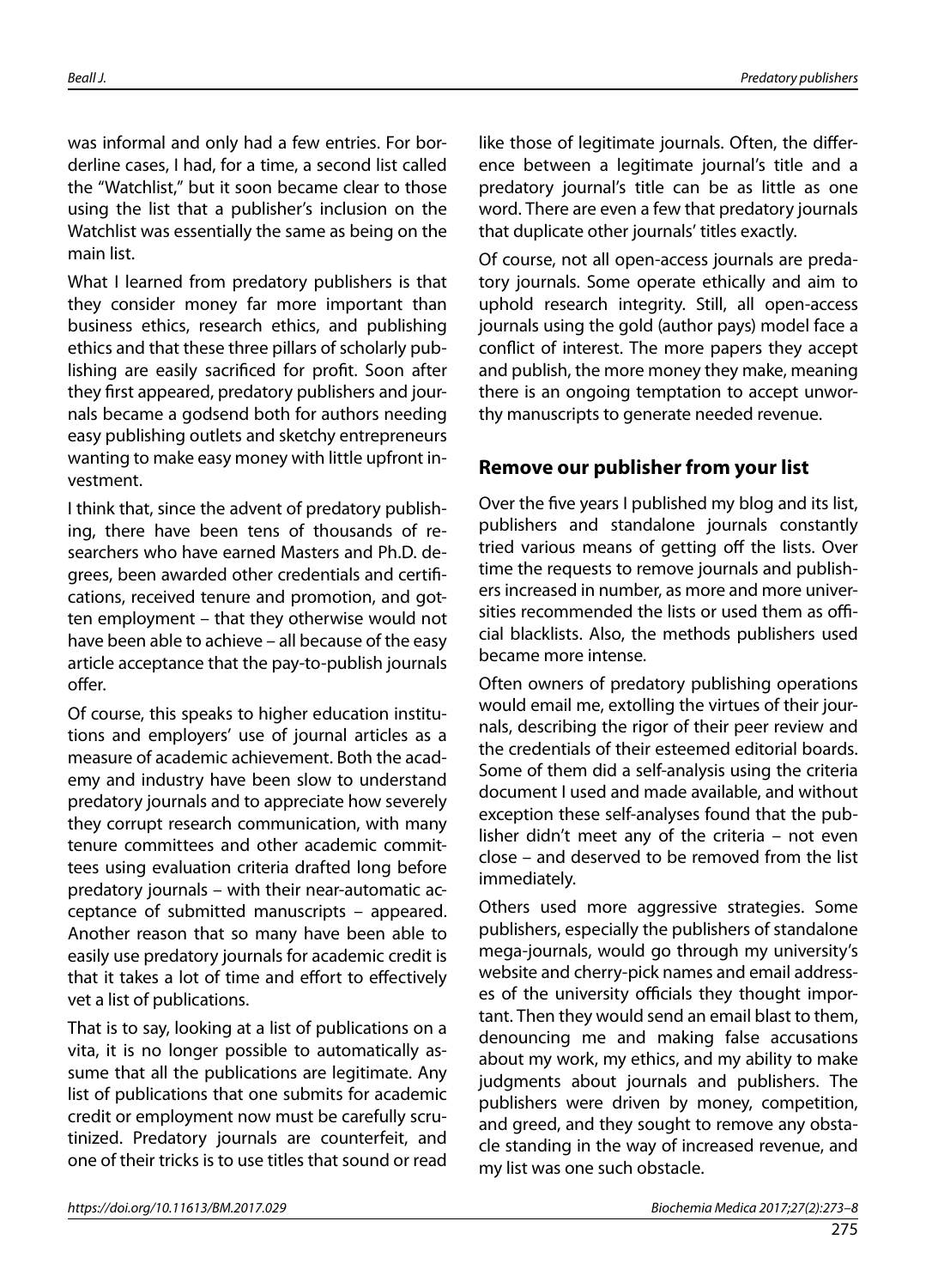was informal and only had a few entries. For borderline cases, I had, for a time, a second list called the "Watchlist," but it soon became clear to those using the list that a publisher's inclusion on the Watchlist was essentially the same as being on the main list.

What I learned from predatory publishers is that they consider money far more important than business ethics, research ethics, and publishing ethics and that these three pillars of scholarly publishing are easily sacrificed for profit. Soon after they first appeared, predatory publishers and journals became a godsend both for authors needing easy publishing outlets and sketchy entrepreneurs wanting to make easy money with little upfront investment.

I think that, since the advent of predatory publishing, there have been tens of thousands of researchers who have earned Masters and Ph.D. degrees, been awarded other credentials and certifications, received tenure and promotion, and gotten employment – that they otherwise would not have been able to achieve – all because of the easy article acceptance that the pay-to-publish journals offer.

Of course, this speaks to higher education institutions and employers' use of journal articles as a measure of academic achievement. Both the academy and industry have been slow to understand predatory journals and to appreciate how severely they corrupt research communication, with many tenure committees and other academic committees using evaluation criteria drafted long before predatory journals – with their near-automatic acceptance of submitted manuscripts – appeared. Another reason that so many have been able to easily use predatory journals for academic credit is that it takes a lot of time and effort to effectively vet a list of publications.

That is to say, looking at a list of publications on a vita, it is no longer possible to automatically assume that all the publications are legitimate. Any list of publications that one submits for academic credit or employment now must be carefully scrutinized. Predatory journals are counterfeit, and one of their tricks is to use titles that sound or read like those of legitimate journals. Often, the difference between a legitimate journal's title and a predatory journal's title can be as little as one word. There are even a few that predatory journals that duplicate other journals' titles exactly.

Of course, not all open-access journals are predatory journals. Some operate ethically and aim to uphold research integrity. Still, all open-access journals using the gold (author pays) model face a conflict of interest. The more papers they accept and publish, the more money they make, meaning there is an ongoing temptation to accept unworthy manuscripts to generate needed revenue.

## Remove our publisher from your list

Over the five years I published my blog and its list, publishers and standalone journals constantly tried various means of getting off the lists. Over time the requests to remove journals and publishers increased in number, as more and more universities recommended the lists or used them as official blacklists. Also, the methods publishers used became more intense.

Often owners of predatory publishing operations would email me, extolling the virtues of their journals, describing the rigor of their peer review and the credentials of their esteemed editorial boards. Some of them did a self-analysis using the criteria document I used and made available, and without exception these self-analyses found that the publisher didn't meet any of the criteria – not even close – and deserved to be removed from the list immediately.

Others used more aggressive strategies. Some publishers, especially the publishers of standalone mega-journals, would go through my university's website and cherry-pick names and email addresses of the university officials they thought important. Then they would send an email blast to them, denouncing me and making false accusations about my work, my ethics, and my ability to make judgments about journals and publishers. The publishers were driven by money, competition, and greed, and they sought to remove any obstacle standing in the way of increased revenue, and my list was one such obstacle.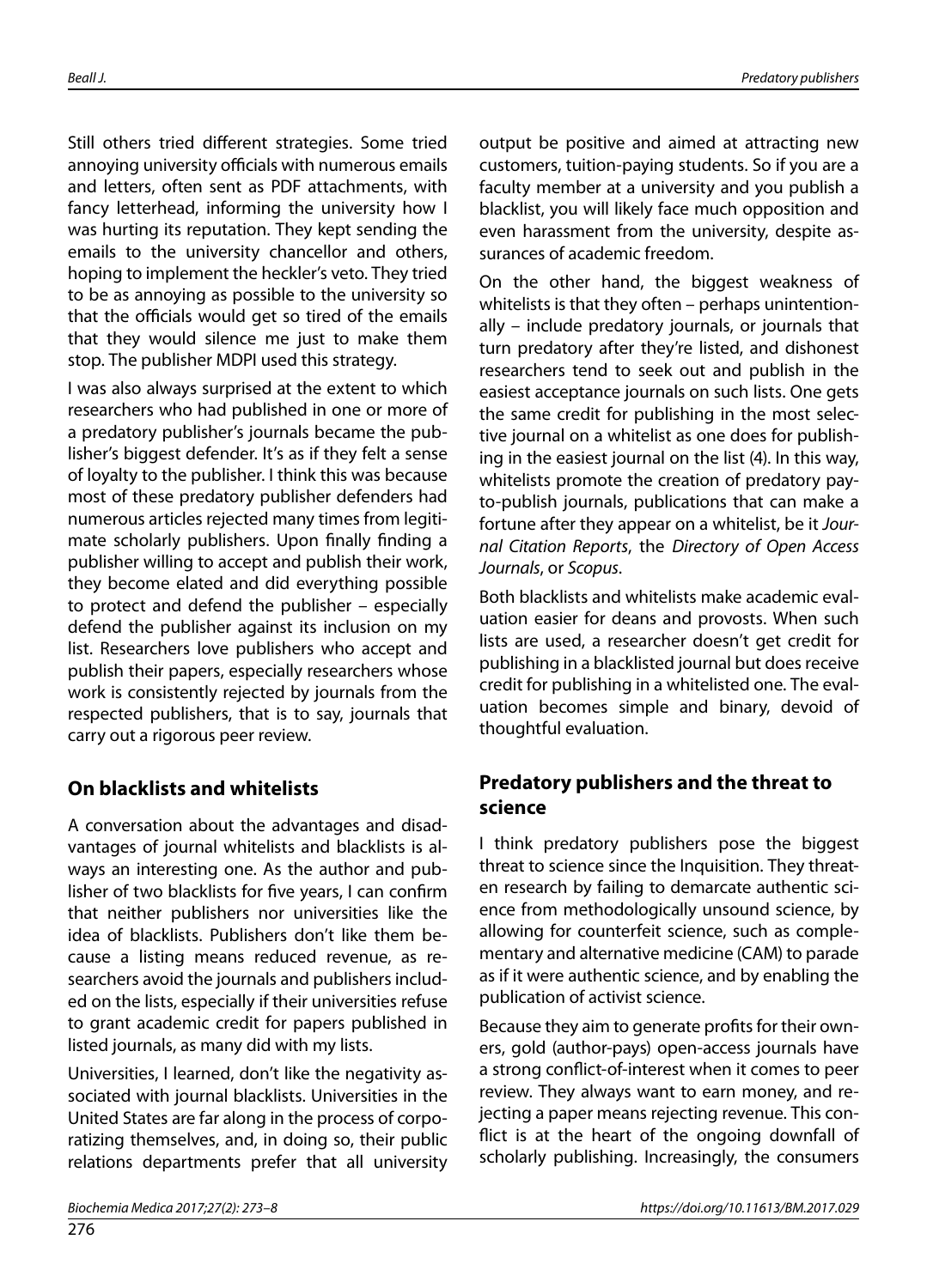Still others tried different strategies. Some tried annoying university officials with numerous emails and letters, often sent as PDF attachments, with fancy letterhead, informing the university how I was hurting its reputation. They kept sending the emails to the university chancellor and others, hoping to implement the heckler's veto. They tried to be as annoying as possible to the university so that the officials would get so tired of the emails that they would silence me just to make them stop. The publisher MDPI used this strategy.

I was also always surprised at the extent to which researchers who had published in one or more of a predatory publisher's journals became the publisher's biggest defender. It's as if they felt a sense of loyalty to the publisher. I think this was because most of these predatory publisher defenders had numerous articles rejected many times from legitimate scholarly publishers. Upon finally finding a publisher willing to accept and publish their work, they become elated and did everything possible to protect and defend the publisher – especially defend the publisher against its inclusion on my list. Researchers love publishers who accept and publish their papers, especially researchers whose work is consistently rejected by journals from the respected publishers, that is to say, journals that carry out a rigorous peer review.

## On blacklists and whitelists

A conversation about the advantages and disadvantages of journal whitelists and blacklists is always an interesting one. As the author and publisher of two blacklists for five years, I can confirm that neither publishers nor universities like the idea of blacklists. Publishers don't like them because a listing means reduced revenue, as researchers avoid the journals and publishers included on the lists, especially if their universities refuse to grant academic credit for papers published in listed journals, as many did with my lists.

Universities, I learned, don't like the negativity associated with journal blacklists. Universities in the United States are far along in the process of corporatizing themselves, and, in doing so, their public relations departments prefer that all university output be positive and aimed at attracting new customers, tuition-paying students. So if you are a faculty member at a university and you publish a blacklist, you will likely face much opposition and even harassment from the university, despite assurances of academic freedom.

On the other hand, the biggest weakness of whitelists is that they often – perhaps unintentionally – include predatory journals, or journals that turn predatory after they're listed, and dishonest researchers tend to seek out and publish in the easiest acceptance journals on such lists. One gets the same credit for publishing in the most selective journal on a whitelist as one does for publishing in the easiest journal on the list (4). In this way, whitelists promote the creation of predatory pay-to-publish journals, publications that can make a fortune after they appear on a whitelist, be it *Journal Citation Reports*, the *Directory of Open Access Journals*, or *Scopus*.

Both blacklists and whitelists make academic evaluation easier for deans and provosts. When such lists are used, a researcher doesn't get credit for publishing in a blacklisted journal but does receive credit for publishing in a whitelisted one. The evaluation becomes simple and binary, devoid of thoughtful evaluation.

## Predatory publishers and the threat to science

I think predatory publishers pose the biggest threat to science since the Inquisition. They threaten research by failing to demarcate authentic science from methodologically unsound science, by allowing for counterfeit science, such as complementary and alternative medicine (CAM) to parade as if it were authentic science, and by enabling the publication of activist science.

Because they aim to generate profits for their owners, gold (author-pays) open-access journals have a strong conflict-of-interest when it comes to peer review. They always want to earn money, and rejecting a paper means rejecting revenue. This conflict is at the heart of the ongoing downfall of scholarly publishing. Increasingly, the consumers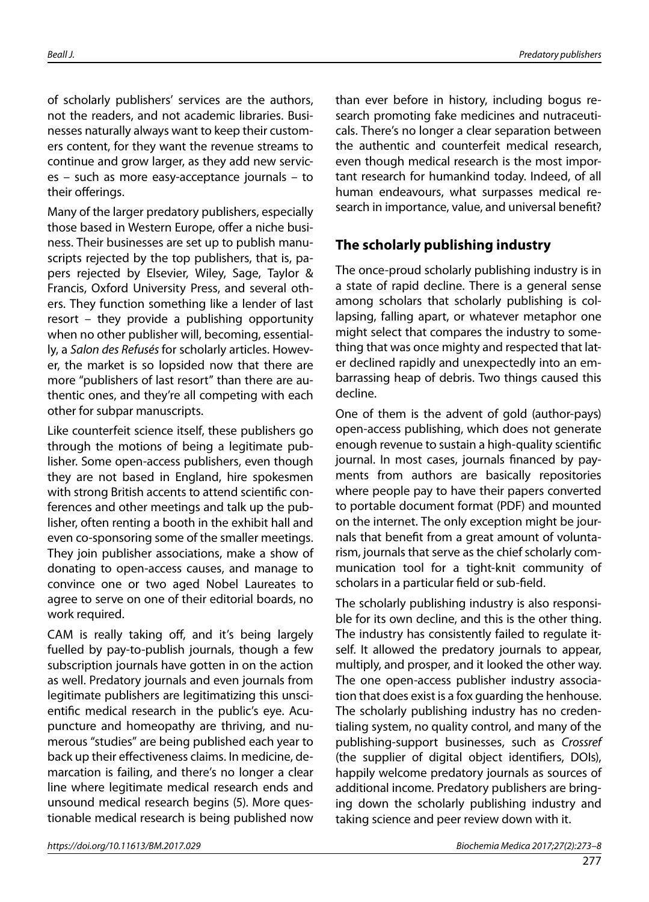of scholarly publishers' services are the authors, not the readers, and not academic libraries. Businesses naturally always want to keep their customers content, for they want the revenue streams to continue and grow larger, as they add new services – such as more easy-acceptance journals – to their offerings.

Many of the larger predatory publishers, especially those based in Western Europe, offer a niche business. Their businesses are set up to publish manuscripts rejected by the top publishers, that is, papers rejected by Elsevier, Wiley, Sage, Taylor & Francis, Oxford University Press, and several others. They function something like a lender of last resort – they provide a publishing opportunity when no other publisher will, becoming, essentially, a *Salon des Refusés* for scholarly articles. However, the market is so lopsided now that there are more "publishers of last resort" than there are authentic ones, and they're all competing with each other for subpar manuscripts.

Like counterfeit science itself, these publishers go through the motions of being a legitimate publisher. Some open-access publishers, even though they are not based in England, hire spokesmen with strong British accents to attend scientific conferences and other meetings and talk up the publisher, often renting a booth in the exhibit hall and even co-sponsoring some of the smaller meetings. They join publisher associations, make a show of donating to open-access causes, and manage to convince one or two aged Nobel Laureates to agree to serve on one of their editorial boards, no work required.

CAM is really taking off, and it's being largely fuelled by pay-to-publish journals, though a few subscription journals have gotten in on the action as well. Predatory journals and even journals from legitimate publishers are legitimatizing this unscientific medical research in the public's eye. Acupuncture and homeopathy are thriving, and numerous "studies" are being published each year to back up their effectiveness claims. In medicine, demarcation is failing, and there's no longer a clear line where legitimate medical research ends and unsound medical research begins (5). More questionable medical research is being published now than ever before in history, including bogus research promoting fake medicines and nutraceuticals. There's no longer a clear separation between the authentic and counterfeit medical research, even though medical research is the most important research for humankind today. Indeed, of all human endeavours, what surpasses medical research in importance, value, and universal benefit?

## The scholarly publishing industry

The once-proud scholarly publishing industry is in a state of rapid decline. There is a general sense among scholars that scholarly publishing is collapsing, falling apart, or whatever metaphor one might select that compares the industry to something that was once mighty and respected that later declined rapidly and unexpectedly into an embarrassing heap of debris. Two things caused this decline.

One of them is the advent of gold (author-pays) open-access publishing, which does not generate enough revenue to sustain a high-quality scientific journal. In most cases, journals financed by payments from authors are basically repositories where people pay to have their papers converted to portable document format (PDF) and mounted on the internet. The only exception might be journals that benefit from a great amount of voluntarism, journals that serve as the chief scholarly communication tool for a tight-knit community of scholars in a particular field or sub-field.

The scholarly publishing industry is also responsible for its own decline, and this is the other thing. The industry has consistently failed to regulate itself. It allowed the predatory journals to appear, multiply, and prosper, and it looked the other way. The one open-access publisher industry association that does exist is a fox guarding the henhouse. The scholarly publishing industry has no credentialing system, no quality control, and many of the publishing-support businesses, such as *Crossref* (the supplier of digital object identifiers, DOIs), happily welcome predatory journals as sources of additional income. Predatory publishers are bringing down the scholarly publishing industry and taking science and peer review down with it.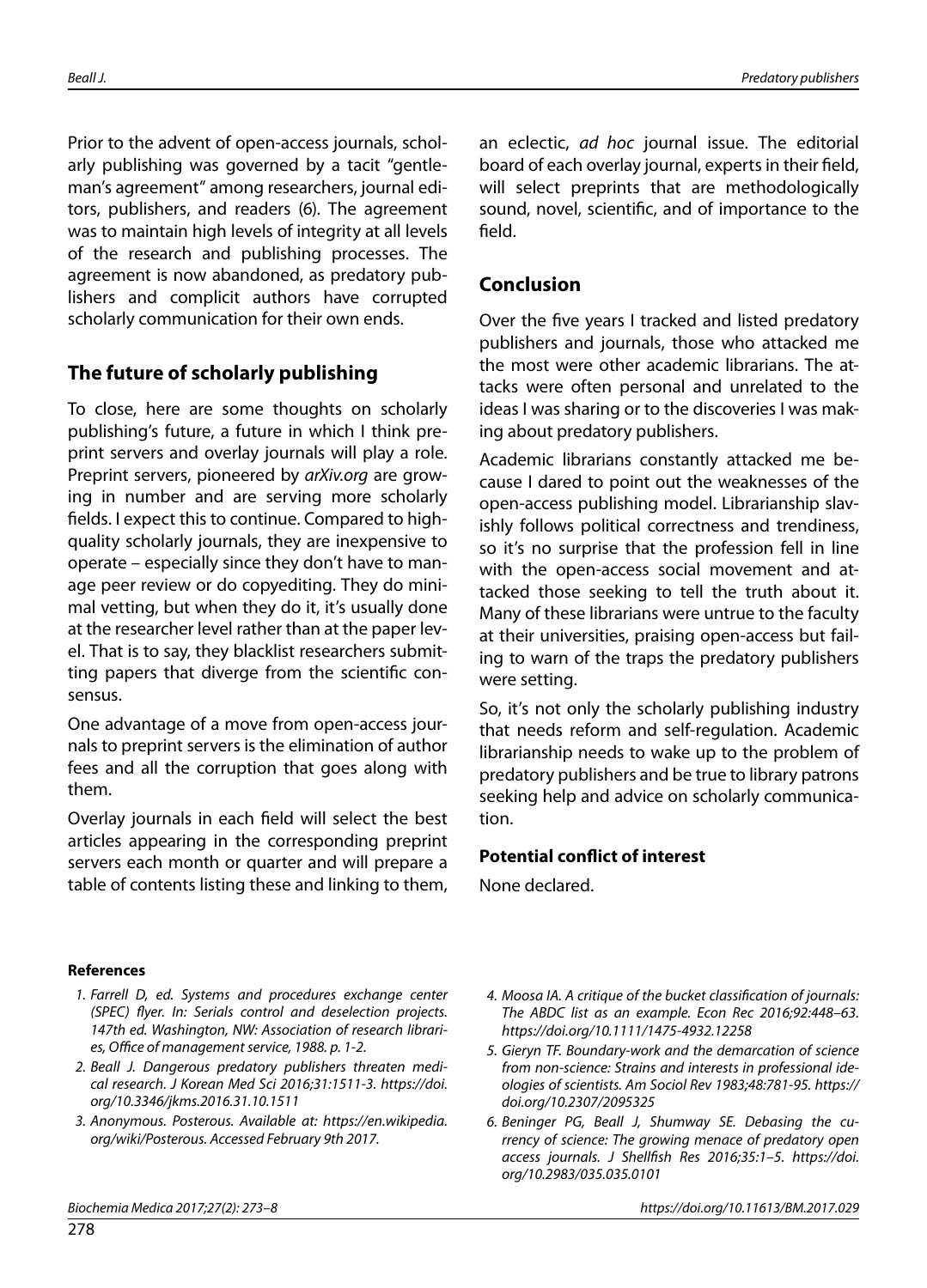Prior to the advent of open-access journals, scholarly publishing was governed by a tacit "gentleman's agreement" among researchers, journal editors, publishers, and readers (6). The agreement was to maintain high levels of integrity at all levels of the research and publishing processes. The agreement is now abandoned, as predatory publishers and complicit authors have corrupted scholarly communication for their own ends.

## The future of scholarly publishing

To close, here are some thoughts on scholarly publishing's future, a future in which I think preprint servers and overlay journals will play a role. Preprint servers, pioneered by *arXiv.org* are growing in number and are serving more scholarly fields. I expect this to continue. Compared to high-quality scholarly journals, they are inexpensive to operate – especially since they don't have to manage peer review or do copyediting. They do minimal vetting, but when they do it, it's usually done at the researcher level rather than at the paper level. That is to say, they blacklist researchers submitting papers that diverge from the scientific consensus.

One advantage of a move from open-access journals to preprint servers is the elimination of author fees and all the corruption that goes along with them.

Overlay journals in each field will select the best articles appearing in the corresponding preprint servers each month or quarter and will prepare a table of contents listing these and linking to them, an eclectic, *ad hoc* journal issue. The editorial board of each overlay journal, experts in their field, will select preprints that are methodologically sound, novel, scientific, and of importance to the field.

## Conclusion

Over the five years I tracked and listed predatory publishers and journals, those who attacked me the most were other academic librarians. The attacks were often personal and unrelated to the ideas I was sharing or to the discoveries I was making about predatory publishers.

Academic librarians constantly attacked me because I dared to point out the weaknesses of the open-access publishing model. Librarianship slavishly follows political correctness and trendiness, so it's no surprise that the profession fell in line with the open-access social movement and attacked those seeking to tell the truth about it. Many of these librarians were untrue to the faculty at their universities, praising open-access but failing to warn of the traps the predatory publishers were setting.

So, it's not only the scholarly publishing industry that needs reform and self-regulation. Academic librarianship needs to wake up to the problem of predatory publishers and be true to library patrons seeking help and advice on scholarly communication.

### Potential conflict of interest

None declared.

### References

1. Farrell D, ed. Systems and procedures exchange center (SPEC) flyer. In: Serials control and deselection projects. 147th ed. Washington, NW: Association of research libraries, Office of management service, 1988. p. 1-2.
2. Beall J. Dangerous predatory publishers threaten medical research. J Korean Med Sci 2016;31:1511-3. https://doi.org/10.3346/jkms.2016.31.10.1511
3. Anonymous. Posterous. Available at: https://en.wikipedia.org/wiki/Posterous. Accessed February 9th 2017.
4. Moosa IA. A critique of the bucket classification of journals: The ABDC list as an example. Econ Rec 2016;92:448–63. https://doi.org/10.1111/1475-4932.12258
5. Gieryn TF. Boundary-work and the demarcation of science from non-science: Strains and interests in professional ideologies of scientists. Am Sociol Rev 1983;48:781-95. https://doi.org/10.2307/2095325
6. Beninger PG, Beall J, Shumway SE. Debasing the currency of science: The growing menace of predatory open access journals. J Shellfish Res 2016;35:1–5. https://doi.org/10.2983/035.035.0101